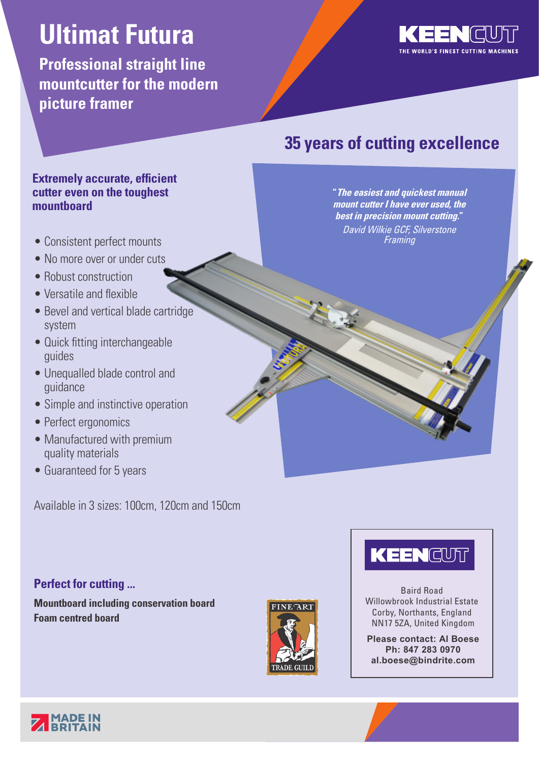# Ultimat Futura

## Professional straight line mountcutter for the modern picture framer

KEENCUT
THE WORLD'S FINEST CUTTING MACHINES

## 35 years of cutting excellence

### Extremely accurate, efficient cutter even on the toughest mountboard

*"The easiest and quickest manual mount cutter I have ever used, the best in precision mount cutting."*
*David Wilkie GCF, Silverstone Framing*

- Consistent perfect mounts
- No more over or under cuts
- Robust construction
- Versatile and flexible
- Bevel and vertical blade cartridge system
- Quick fitting interchangeable guides
- Unequalled blade control and guidance
- Simple and instinctive operation
- Perfect ergonomics
- Manufactured with premium quality materials
- Guaranteed for 5 years

Available in 3 sizes: 100cm, 120cm and 150cm

### Perfect for cutting ...

**Mountboard including conservation board**
**Foam centred board**

FINE ART TRADE GUILD

KEENCUT

Baird Road
Willowbrook Industrial Estate
Corby, Northants, England
NN17 5ZA, United Kingdom

**Please contact: Al Boese**
**Ph: 847 283 0970**
**al.boese@bindrite.com**

MADE IN BRITAIN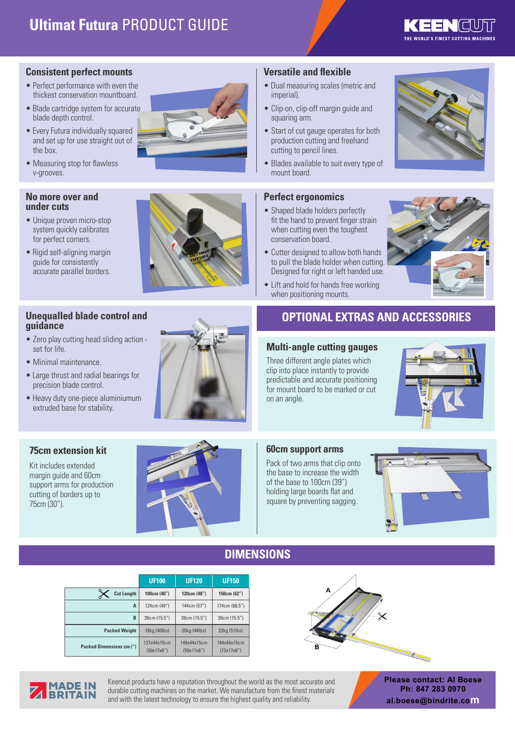# Ultimat Futura PRODUCT GUIDE

KEENCUT
THE WORLD'S FINEST CUTTING MACHINES

## Consistent perfect mounts

- Perfect performance with even the thickest conservation mountboard.
- Blade cartridge system for accurate blade depth control.
- Every Futura individually squared and set up for use straight out of the box.
- Measuring stop for flawless v-grooves.

## Versatile and flexible

- Dual measuring scales (metric and imperial).
- Clip-on, clip-off margin guide and squaring arm.
- Start of cut gauge operates for both production cutting and freehand cutting to pencil lines.
- Blades available to suit every type of mount board.

## No more over and under cuts

- Unique proven micro-stop system quickly calibrates for perfect corners.
- Rigid self-aligning margin guide for consistently accurate parallel borders.

## Perfect ergonomics

- Shaped blade holders perfectly fit the hand to prevent finger strain when cutting even the toughest conservation board.
- Cutter designed to allow both hands to pull the blade holder when cutting. Designed for right or left handed use.
- Lift and hold for hands free working when positioning mounts.

## Unequalled blade control and guidance

- Zero play cutting head sliding action - set for life.
- Minimal maintenance.
- Large thrust and radial bearings for precision blade control.
- Heavy duty one-piece aluminium extruded base for stability.

## OPTIONAL EXTRAS AND ACCESSORIES

### Multi-angle cutting gauges

Three different angle plates which clip into place instantly to provide predictable and accurate positioning for mount board to be marked or cut on an angle.

### 75cm extension kit

Kit includes extended margin guide and 60cm support arms for production cutting of borders up to 75cm (30").

### 60cm support arms

Pack of two arms that clip onto the base to increase the width of the base to 100cm (39") holding large boards flat and square by preventing sagging.

## DIMENSIONS

| | UF100 | UF120 | UF150 |
|---|---|---|---|
| Cut Length | 100cm (40") | 120cm (48") | 150cm (62") |
| A | 124cm (49") | 144cm (57") | 174cm (68.5") |
| B | 39cm (15.5") | 39cm (15.5") | 39cm (15.5") |
| Packed Weight | 18kg (40lbs) | 20kg (44lbs) | 23kg (51lbs) |
| Packed Dimensions cm (") | 127x44x15cm (50x17x6") | 149x44x15cm (59x17x6") | 184x44x15cm (72x17x6") |

A

B

MADE IN BRITAIN

Keencut products have a reputation throughout the world as the most accurate and durable cutting machines on the market. We manufacture from the finest materials and with the latest technology to ensure the highest quality and reliability.

**Please contact: Al Boese**
**Ph: 847 283 0970**
**al.boese@bindrite.com**